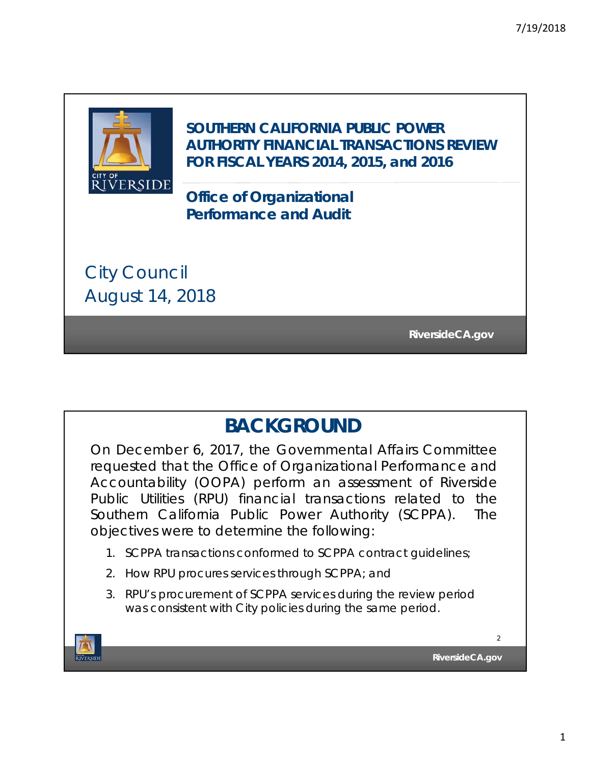# SOUTHERN CALIFORNIA PUBLIC POWER AUTHORITY FINANCIAL TRANSACTIONS REVIEW FOR FISCAL YEARS 2014, 2015, and 2016

**Office of Organizational Performance and Audit**

City Council
August 14, 2018

RiversideCA.gov

## BACKGROUND

On December 6, 2017, the Governmental Affairs Committee requested that the Office of Organizational Performance and Accountability (OOPA) perform an assessment of Riverside Public Utilities (RPU) financial transactions related to the Southern California Public Power Authority (SCPPA). The objectives were to determine the following:

1. SCPPA transactions conformed to SCPPA contract guidelines;
2. How RPU procures services through SCPPA; and
3. RPU's procurement of SCPPA services during the review period was consistent with City policies during the same period.

RiversideCA.gov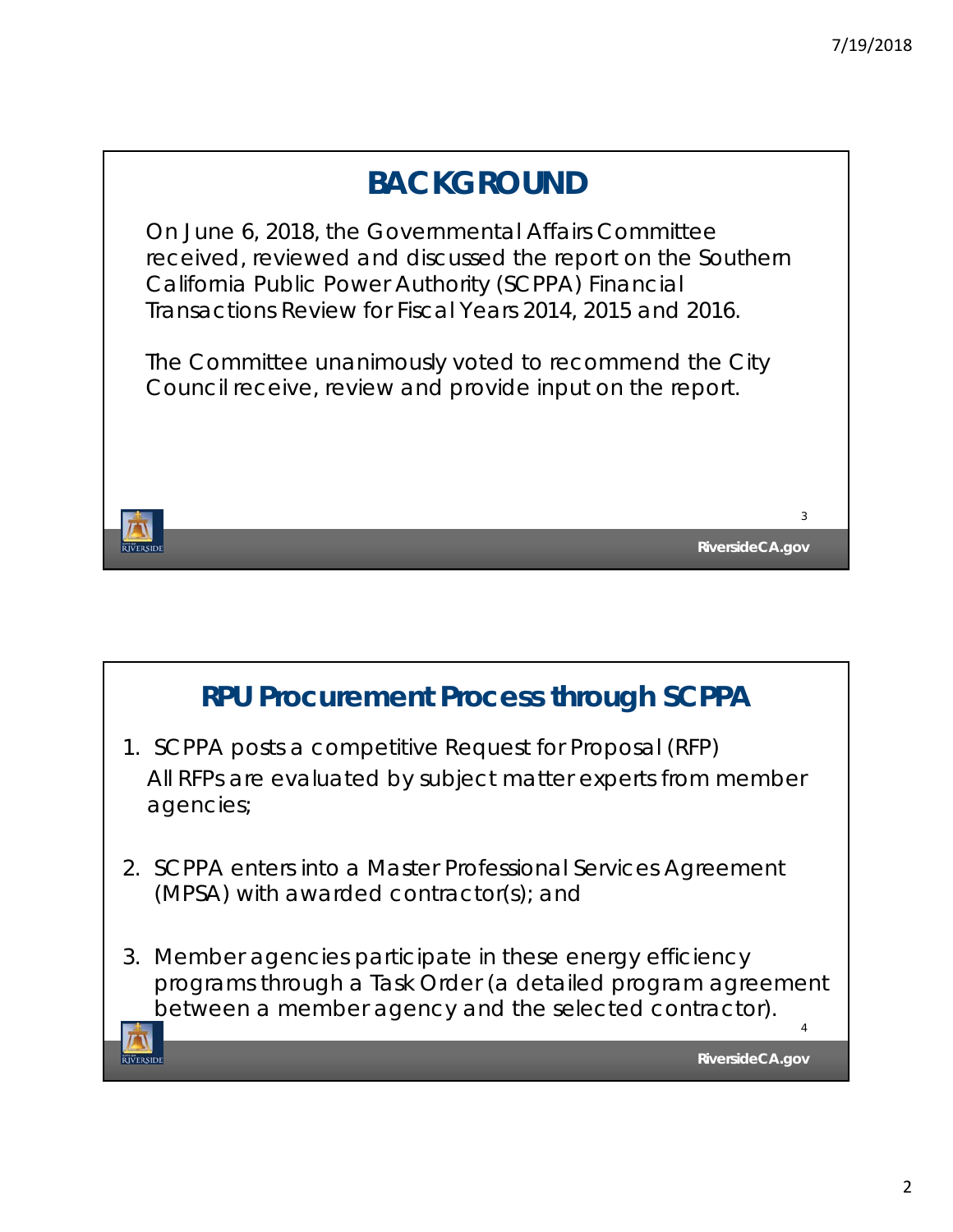## BACKGROUND

On June 6, 2018, the Governmental Affairs Committee received, reviewed and discussed the report on the Southern California Public Power Authority (SCPPA) Financial Transactions Review for Fiscal Years 2014, 2015 and 2016.

The Committee unanimously voted to recommend the City Council receive, review and provide input on the report.

## RPU Procurement Process through SCPPA

1. SCPPA posts a competitive Request for Proposal (RFP) All RFPs are evaluated by subject matter experts from member agencies;
2. SCPPA enters into a Master Professional Services Agreement (MPSA) with awarded contractor(s); and
3. Member agencies participate in these energy efficiency programs through a Task Order (a detailed program agreement between a member agency and the selected contractor).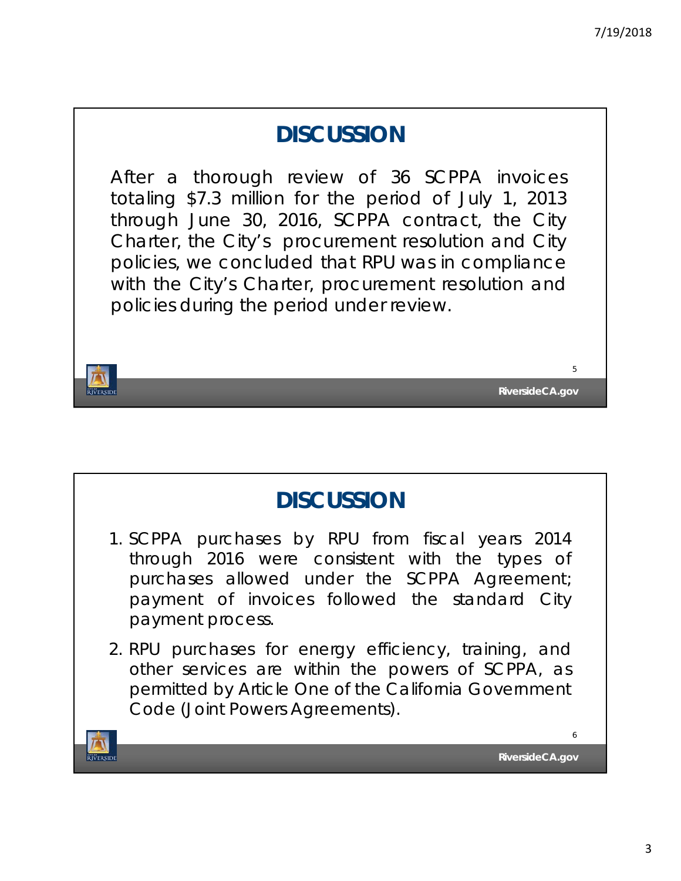# DISCUSSION

After a thorough review of 36 SCPPA invoices totaling $7.3 million for the period of July 1, 2013 through June 30, 2016, SCPPA contract, the City Charter, the City's procurement resolution and City policies, we concluded that RPU was in compliance with the City's Charter, procurement resolution and policies during the period under review.

# DISCUSSION

1. SCPPA purchases by RPU from fiscal years 2014 through 2016 were consistent with the types of purchases allowed under the SCPPA Agreement; payment of invoices followed the standard City payment process.
2. RPU purchases for energy efficiency, training, and other services are within the powers of SCPPA, as permitted by Article One of the California Government Code (Joint Powers Agreements).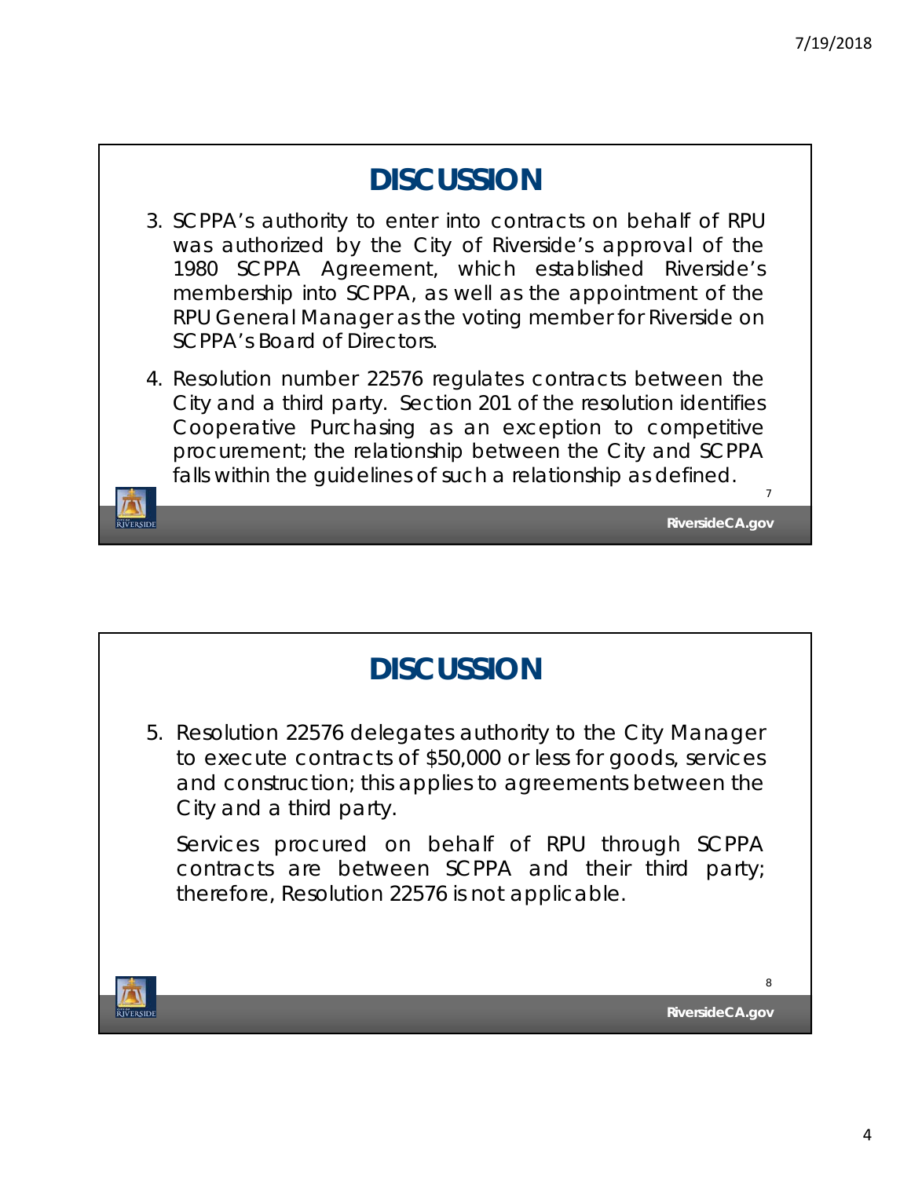## DISCUSSION

3. SCPPA's authority to enter into contracts on behalf of RPU was authorized by the City of Riverside's approval of the 1980 SCPPA Agreement, which established Riverside's membership into SCPPA, as well as the appointment of the RPU General Manager as the voting member for Riverside on SCPPA's Board of Directors.
4. Resolution number 22576 regulates contracts between the City and a third party. Section 201 of the resolution identifies Cooperative Purchasing as an exception to competitive procurement; the relationship between the City and SCPPA falls within the guidelines of such a relationship as defined.

## DISCUSSION

5. Resolution 22576 delegates authority to the City Manager to execute contracts of $50,000 or less for goods, services and construction; this applies to agreements between the City and a third party.

   Services procured on behalf of RPU through SCPPA contracts are between SCPPA and their third party; therefore, Resolution 22576 is not applicable.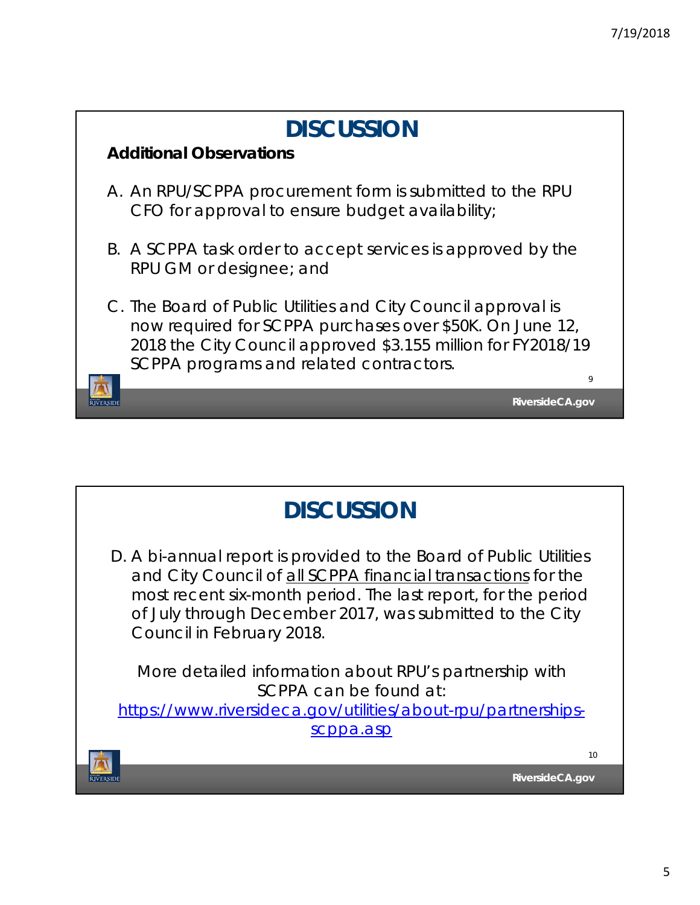# DISCUSSION

**Additional Observations**

A. An RPU/SCPPA procurement form is submitted to the RPU CFO for approval to ensure budget availability;

B. A SCPPA task order to accept services is approved by the RPU GM or designee; and

C. The Board of Public Utilities and City Council approval is now required for SCPPA purchases over $50K. On June 12, 2018 the City Council approved $3.155 million for FY2018/19 SCPPA programs and related contractors.

# DISCUSSION

D. A bi-annual report is provided to the Board of Public Utilities and City Council of all SCPPA financial transactions for the most recent six-month period. The last report, for the period of July through December 2017, was submitted to the City Council in February 2018.

More detailed information about RPU's partnership with SCPPA can be found at: https://www.riversideca.gov/utilities/about-rpu/partnerships-scppa.asp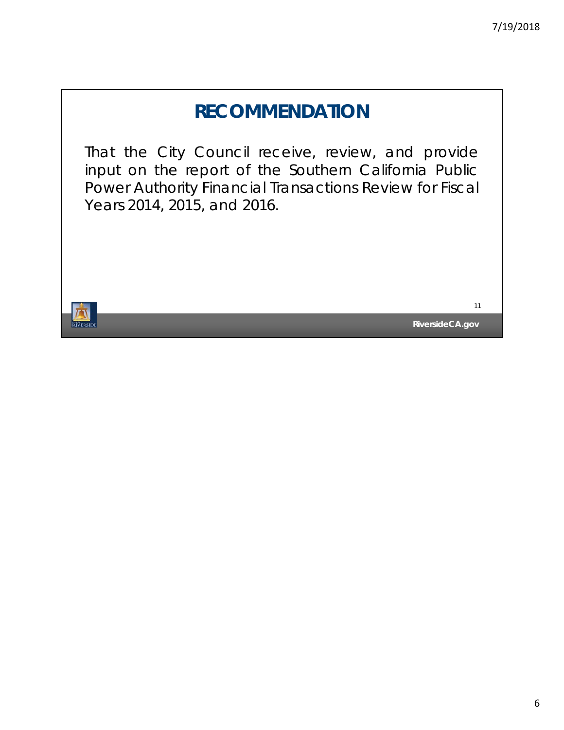# RECOMMENDATION

That the City Council receive, review, and provide input on the report of the Southern California Public Power Authority Financial Transactions Review for Fiscal Years 2014, 2015, and 2016.